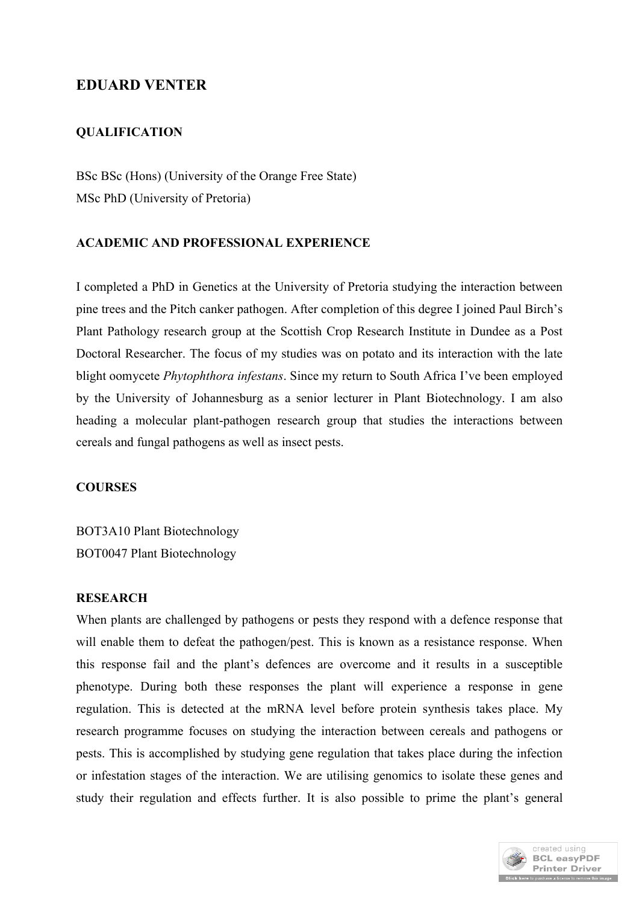# EDUARD VENTER

## QUALIFICATION

BSc BSc (Hons) (University of the Orange Free State)
MSc PhD (University of Pretoria)

## ACADEMIC AND PROFESSIONAL EXPERIENCE

I completed a PhD in Genetics at the University of Pretoria studying the interaction between pine trees and the Pitch canker pathogen. After completion of this degree I joined Paul Birch's Plant Pathology research group at the Scottish Crop Research Institute in Dundee as a Post Doctoral Researcher. The focus of my studies was on potato and its interaction with the late blight oomycete *Phytophthora infestans*. Since my return to South Africa I've been employed by the University of Johannesburg as a senior lecturer in Plant Biotechnology. I am also heading a molecular plant-pathogen research group that studies the interactions between cereals and fungal pathogens as well as insect pests.

## COURSES

BOT3A10 Plant Biotechnology
BOT0047 Plant Biotechnology

## RESEARCH

When plants are challenged by pathogens or pests they respond with a defence response that will enable them to defeat the pathogen/pest. This is known as a resistance response. When this response fail and the plant's defences are overcome and it results in a susceptible phenotype. During both these responses the plant will experience a response in gene regulation. This is detected at the mRNA level before protein synthesis takes place. My research programme focuses on studying the interaction between cereals and pathogens or pests. This is accomplished by studying gene regulation that takes place during the infection or infestation stages of the interaction. We are utilising genomics to isolate these genes and study their regulation and effects further. It is also possible to prime the plant's general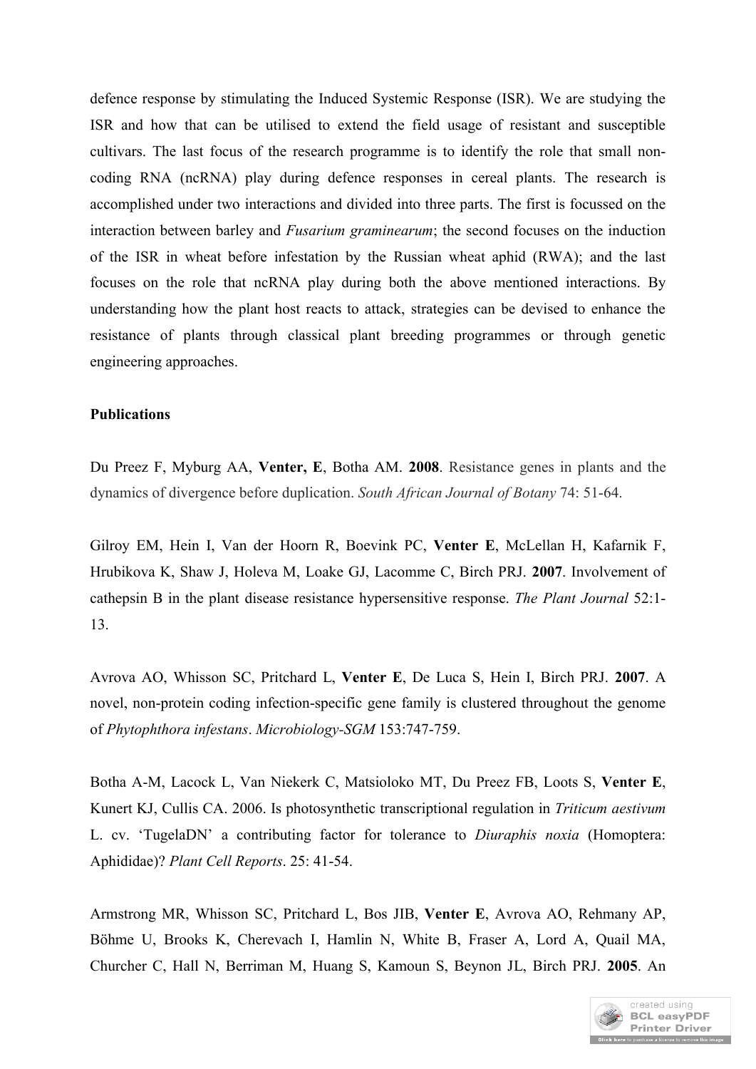defence response by stimulating the Induced Systemic Response (ISR). We are studying the ISR and how that can be utilised to extend the field usage of resistant and susceptible cultivars. The last focus of the research programme is to identify the role that small non-coding RNA (ncRNA) play during defence responses in cereal plants. The research is accomplished under two interactions and divided into three parts. The first is focussed on the interaction between barley and *Fusarium graminearum*; the second focuses on the induction of the ISR in wheat before infestation by the Russian wheat aphid (RWA); and the last focuses on the role that ncRNA play during both the above mentioned interactions. By understanding how the plant host reacts to attack, strategies can be devised to enhance the resistance of plants through classical plant breeding programmes or through genetic engineering approaches.

**Publications**

Du Preez F, Myburg AA, **Venter, E**, Botha AM. **2008**. Resistance genes in plants and the dynamics of divergence before duplication. *South African Journal of Botany* 74: 51-64.

Gilroy EM, Hein I, Van der Hoorn R, Boevink PC, **Venter E**, McLellan H, Kafarnik F, Hrubikova K, Shaw J, Holeva M, Loake GJ, Lacomme C, Birch PRJ. **2007**. Involvement of cathepsin B in the plant disease resistance hypersensitive response. *The Plant Journal* 52:1-13.

Avrova AO, Whisson SC, Pritchard L, **Venter E**, De Luca S, Hein I, Birch PRJ. **2007**. A novel, non-protein coding infection-specific gene family is clustered throughout the genome of *Phytophthora infestans*. *Microbiology-SGM* 153:747-759.

Botha A-M, Lacock L, Van Niekerk C, Matsioloko MT, Du Preez FB, Loots S, **Venter E**, Kunert KJ, Cullis CA. 2006. Is photosynthetic transcriptional regulation in *Triticum aestivum* L. cv. 'TugelaDN' a contributing factor for tolerance to *Diuraphis noxia* (Homoptera: Aphididae)? *Plant Cell Reports*. 25: 41-54.

Armstrong MR, Whisson SC, Pritchard L, Bos JIB, **Venter E**, Avrova AO, Rehmany AP, Böhme U, Brooks K, Cherevach I, Hamlin N, White B, Fraser A, Lord A, Quail MA, Churcher C, Hall N, Berriman M, Huang S, Kamoun S, Beynon JL, Birch PRJ. **2005**. An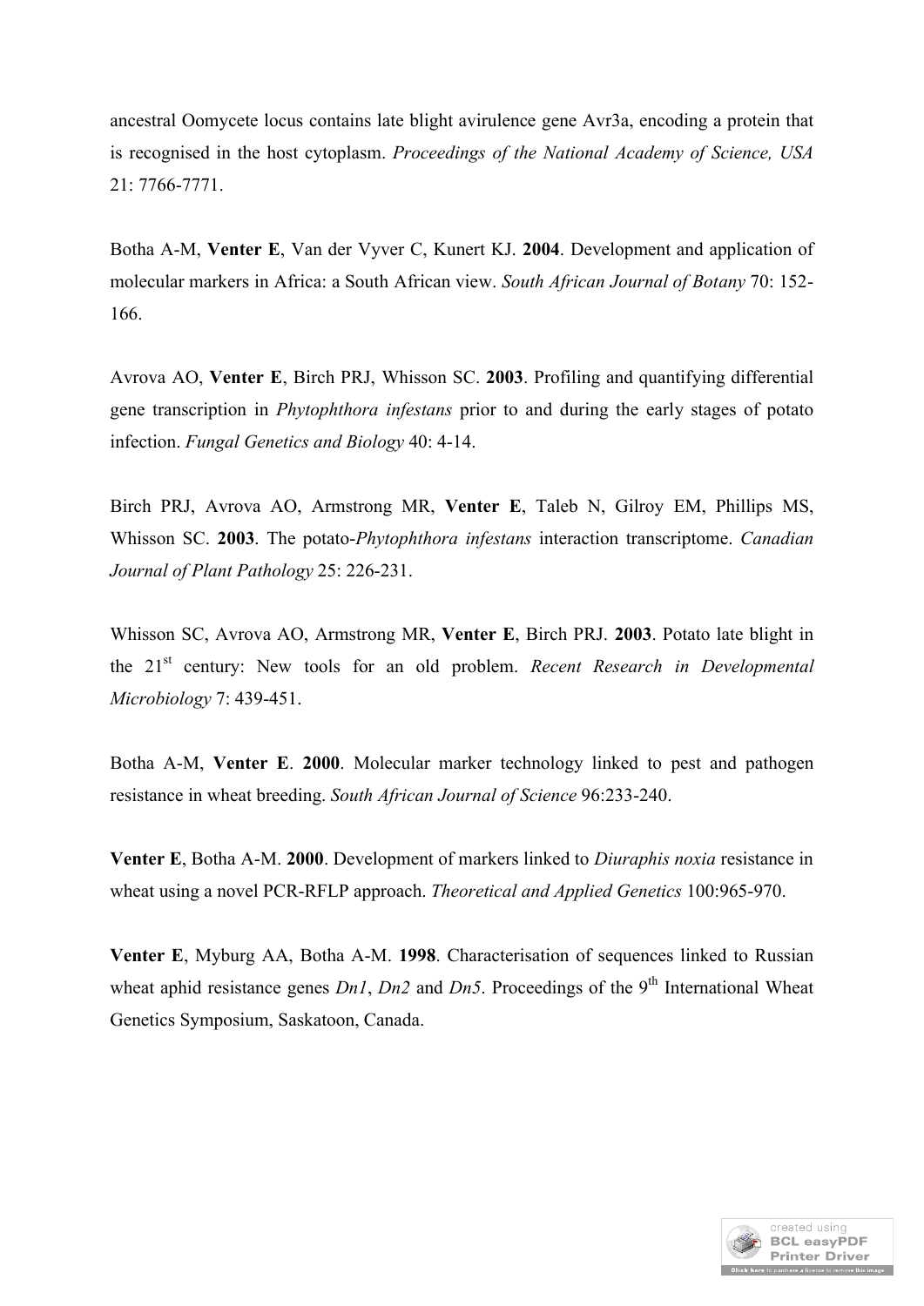ancestral Oomycete locus contains late blight avirulence gene Avr3a, encoding a protein that is recognised in the host cytoplasm. *Proceedings of the National Academy of Science, USA* 21: 7766-7771.

Botha A-M, **Venter E**, Van der Vyver C, Kunert KJ. **2004**. Development and application of molecular markers in Africa: a South African view. *South African Journal of Botany* 70: 152-166.

Avrova AO, **Venter E**, Birch PRJ, Whisson SC. **2003**. Profiling and quantifying differential gene transcription in *Phytophthora infestans* prior to and during the early stages of potato infection. *Fungal Genetics and Biology* 40: 4-14.

Birch PRJ, Avrova AO, Armstrong MR, **Venter E**, Taleb N, Gilroy EM, Phillips MS, Whisson SC. **2003**. The potato-*Phytophthora infestans* interaction transcriptome. *Canadian Journal of Plant Pathology* 25: 226-231.

Whisson SC, Avrova AO, Armstrong MR, **Venter E**, Birch PRJ. **2003**. Potato late blight in the 21st century: New tools for an old problem. *Recent Research in Developmental Microbiology* 7: 439-451.

Botha A-M, **Venter E**. **2000**. Molecular marker technology linked to pest and pathogen resistance in wheat breeding. *South African Journal of Science* 96:233-240.

**Venter E**, Botha A-M. **2000**. Development of markers linked to *Diuraphis noxia* resistance in wheat using a novel PCR-RFLP approach. *Theoretical and Applied Genetics* 100:965-970.

**Venter E**, Myburg AA, Botha A-M. **1998**. Characterisation of sequences linked to Russian wheat aphid resistance genes *Dn1*, *Dn2* and *Dn5*. Proceedings of the 9th International Wheat Genetics Symposium, Saskatoon, Canada.